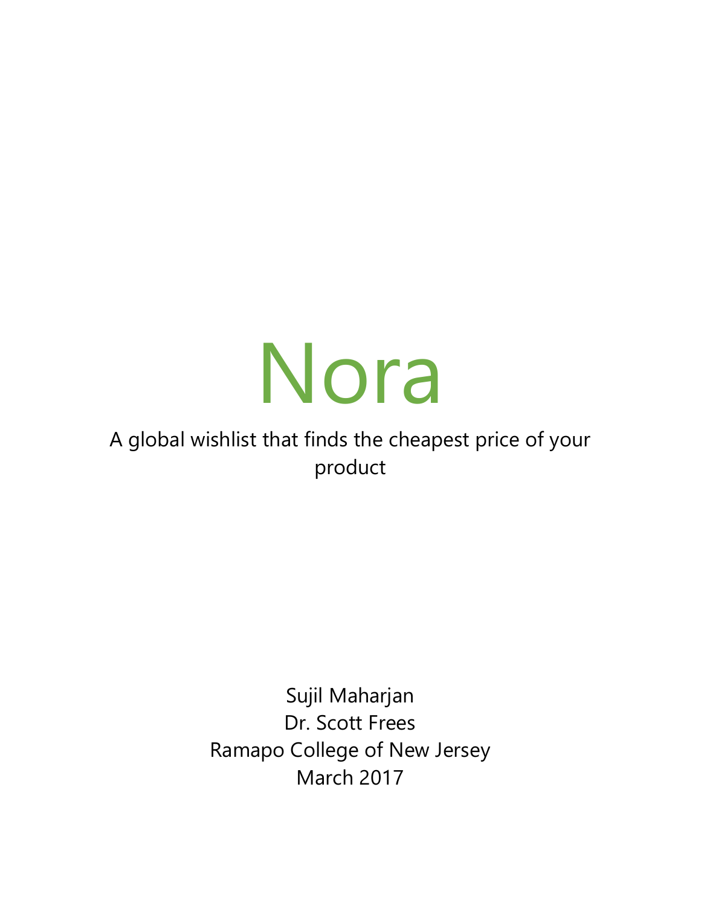# Nora

A global wishlist that finds the cheapest price of your product

Sujil Maharjan

Dr. Scott Frees

Ramapo College of New Jersey

March 2017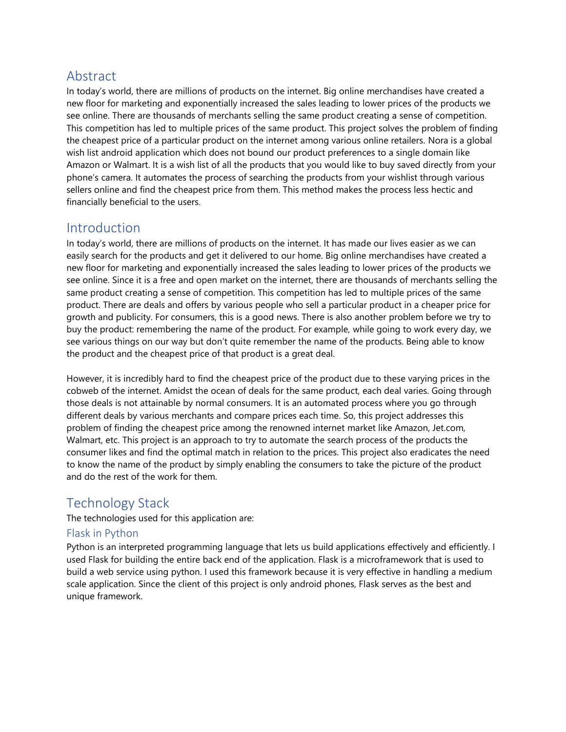## Abstract

In today's world, there are millions of products on the internet. Big online merchandises have created a new floor for marketing and exponentially increased the sales leading to lower prices of the products we see online. There are thousands of merchants selling the same product creating a sense of competition. This competition has led to multiple prices of the same product. This project solves the problem of finding the cheapest price of a particular product on the internet among various online retailers. Nora is a global wish list android application which does not bound our product preferences to a single domain like Amazon or Walmart. It is a wish list of all the products that you would like to buy saved directly from your phone's camera. It automates the process of searching the products from your wishlist through various sellers online and find the cheapest price from them. This method makes the process less hectic and financially beneficial to the users.

## Introduction

In today's world, there are millions of products on the internet. It has made our lives easier as we can easily search for the products and get it delivered to our home. Big online merchandises have created a new floor for marketing and exponentially increased the sales leading to lower prices of the products we see online. Since it is a free and open market on the internet, there are thousands of merchants selling the same product creating a sense of competition. This competition has led to multiple prices of the same product. There are deals and offers by various people who sell a particular product in a cheaper price for growth and publicity. For consumers, this is a good news. There is also another problem before we try to buy the product: remembering the name of the product. For example, while going to work every day, we see various things on our way but don't quite remember the name of the products. Being able to know the product and the cheapest price of that product is a great deal.

However, it is incredibly hard to find the cheapest price of the product due to these varying prices in the cobweb of the internet. Amidst the ocean of deals for the same product, each deal varies. Going through those deals is not attainable by normal consumers. It is an automated process where you go through different deals by various merchants and compare prices each time. So, this project addresses this problem of finding the cheapest price among the renowned internet market like Amazon, Jet.com, Walmart, etc. This project is an approach to try to automate the search process of the products the consumer likes and find the optimal match in relation to the prices. This project also eradicates the need to know the name of the product by simply enabling the consumers to take the picture of the product and do the rest of the work for them.

## Technology Stack

The technologies used for this application are:

### Flask in Python

Python is an interpreted programming language that lets us build applications effectively and efficiently. I used Flask for building the entire back end of the application. Flask is a microframework that is used to build a web service using python. I used this framework because it is very effective in handling a medium scale application. Since the client of this project is only android phones, Flask serves as the best and unique framework.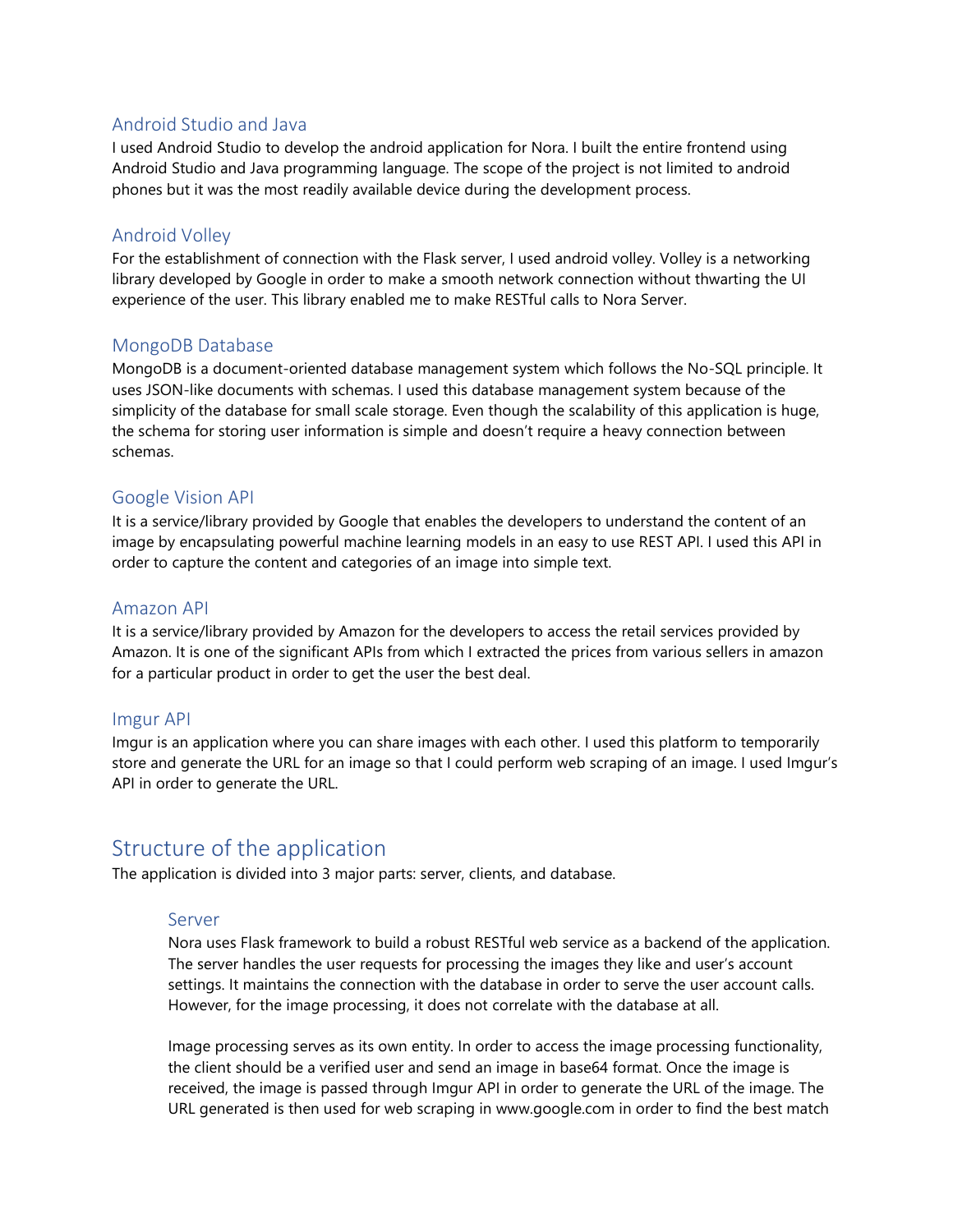### Android Studio and Java

I used Android Studio to develop the android application for Nora. I built the entire frontend using Android Studio and Java programming language. The scope of the project is not limited to android phones but it was the most readily available device during the development process.

### Android Volley

For the establishment of connection with the Flask server, I used android volley. Volley is a networking library developed by Google in order to make a smooth network connection without thwarting the UI experience of the user. This library enabled me to make RESTful calls to Nora Server.

### MongoDB Database

MongoDB is a document-oriented database management system which follows the No-SQL principle. It uses JSON-like documents with schemas. I used this database management system because of the simplicity of the database for small scale storage. Even though the scalability of this application is huge, the schema for storing user information is simple and doesn't require a heavy connection between schemas.

### Google Vision API

It is a service/library provided by Google that enables the developers to understand the content of an image by encapsulating powerful machine learning models in an easy to use REST API. I used this API in order to capture the content and categories of an image into simple text.

### Amazon API

It is a service/library provided by Amazon for the developers to access the retail services provided by Amazon. It is one of the significant APIs from which I extracted the prices from various sellers in amazon for a particular product in order to get the user the best deal.

### Imgur API

Imgur is an application where you can share images with each other. I used this platform to temporarily store and generate the URL for an image so that I could perform web scraping of an image. I used Imgur's API in order to generate the URL.

## Structure of the application

The application is divided into 3 major parts: server, clients, and database.

### Server

Nora uses Flask framework to build a robust RESTful web service as a backend of the application. The server handles the user requests for processing the images they like and user's account settings. It maintains the connection with the database in order to serve the user account calls. However, for the image processing, it does not correlate with the database at all.

Image processing serves as its own entity. In order to access the image processing functionality, the client should be a verified user and send an image in base64 format. Once the image is received, the image is passed through Imgur API in order to generate the URL of the image. The URL generated is then used for web scraping in www.google.com in order to find the best match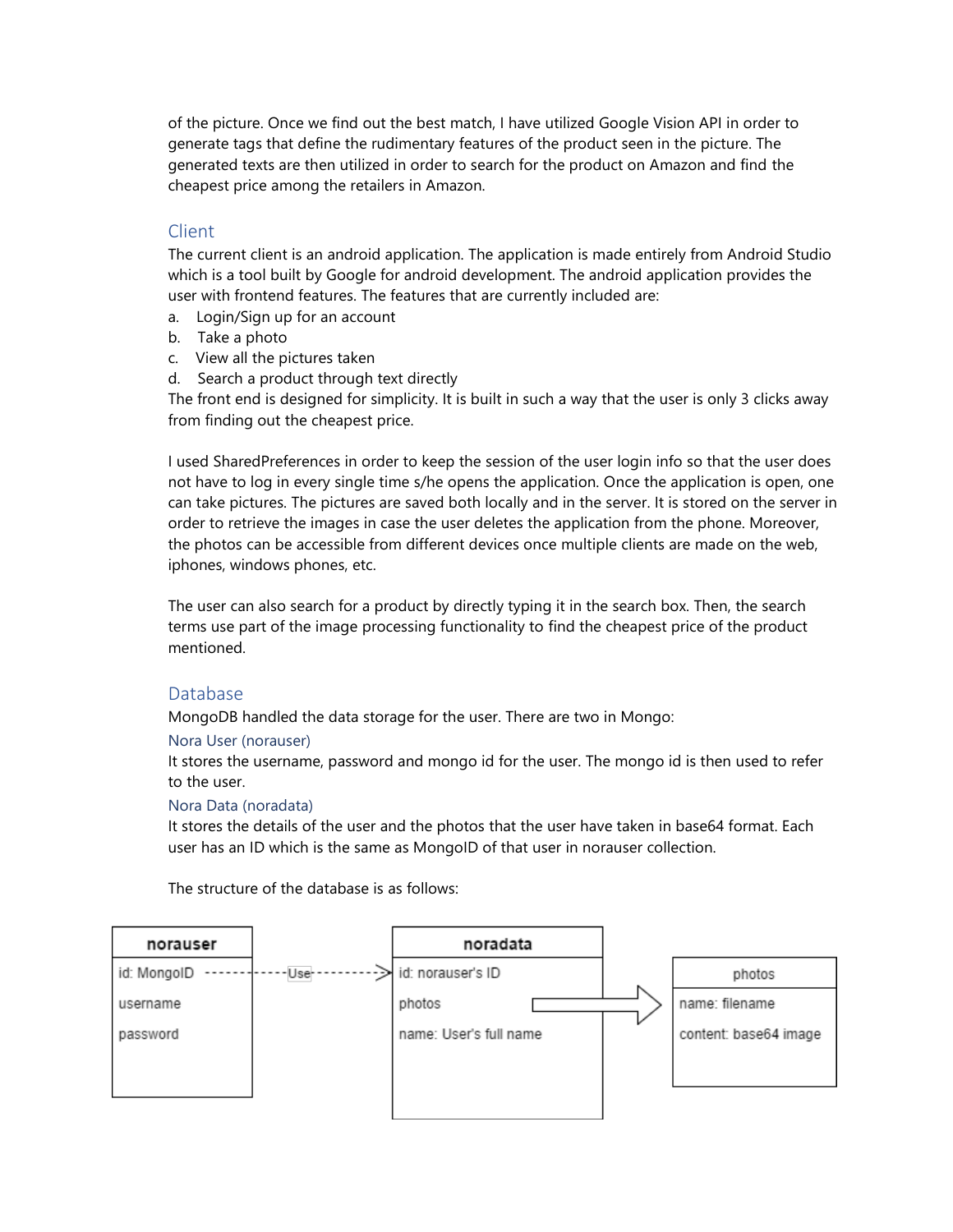of the picture. Once we find out the best match, I have utilized Google Vision API in order to generate tags that define the rudimentary features of the product seen in the picture. The generated texts are then utilized in order to search for the product on Amazon and find the cheapest price among the retailers in Amazon.

## Client

The current client is an android application. The application is made entirely from Android Studio which is a tool built by Google for android development. The android application provides the user with frontend features. The features that are currently included are:

a. Login/Sign up for an account
b. Take a photo
c. View all the pictures taken
d. Search a product through text directly

The front end is designed for simplicity. It is built in such a way that the user is only 3 clicks away from finding out the cheapest price.

I used SharedPreferences in order to keep the session of the user login info so that the user does not have to log in every single time s/he opens the application. Once the application is open, one can take pictures. The pictures are saved both locally and in the server. It is stored on the server in order to retrieve the images in case the user deletes the application from the phone. Moreover, the photos can be accessible from different devices once multiple clients are made on the web, iphones, windows phones, etc.

The user can also search for a product by directly typing it in the search box. Then, the search terms use part of the image processing functionality to find the cheapest price of the product mentioned.

## Database

MongoDB handled the data storage for the user. There are two in Mongo:

### Nora User (norauser)

It stores the username, password and mongo id for the user. The mongo id is then used to refer to the user.

### Nora Data (noradata)

It stores the details of the user and the photos that the user have taken in base64 format. Each user has an ID which is the same as MongoID of that user in norauser collection.

The structure of the database is as follows:

| norauser |
|---|
| id: MongoID |
| username |
| password |

--Use--> 

| noradata |
|---|
| id: norauser's ID |
| photos |
| name: User's full name |

photos ⇒

| photos |
|---|
| name: filename |
| content: base64 image |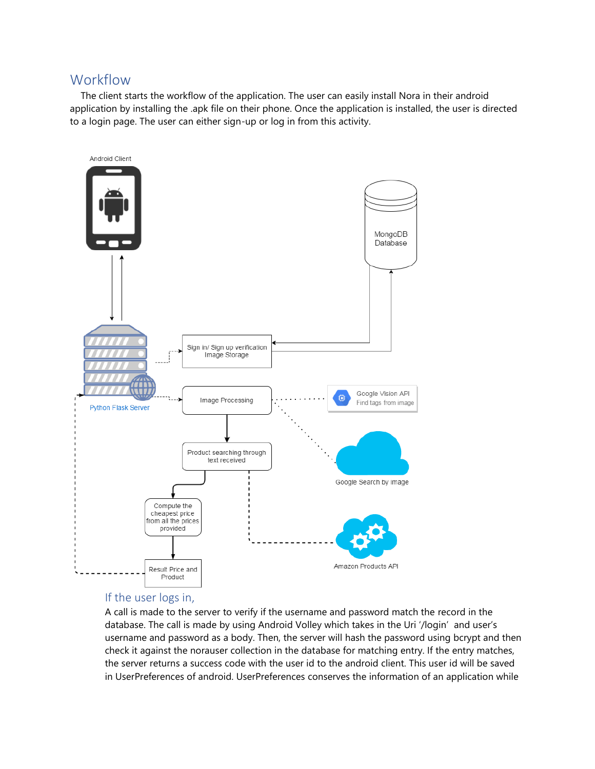## Workflow

The client starts the workflow of the application. The user can easily install Nora in their android application by installing the .apk file on their phone. Once the application is installed, the user is directed to a login page. The user can either sign-up or log in from this activity.

Android Client

MongoDB Database

Sign in/ Sign up verification Image Storage

Python Flask Server

Image Processing

Google Vision API Find tags from image

Product searching through text received

Google Search by image

Compute the cheapest price from all the prices provided

Amazon Products API

Result Price and Product

### If the user logs in,

A call is made to the server to verify if the username and password match the record in the database. The call is made by using Android Volley which takes in the Uri '/login' and user's username and password as a body. Then, the server will hash the password using bcrypt and then check it against the norauser collection in the database for matching entry. If the entry matches, the server returns a success code with the user id to the android client. This user id will be saved in UserPreferences of android. UserPreferences conserves the information of an application while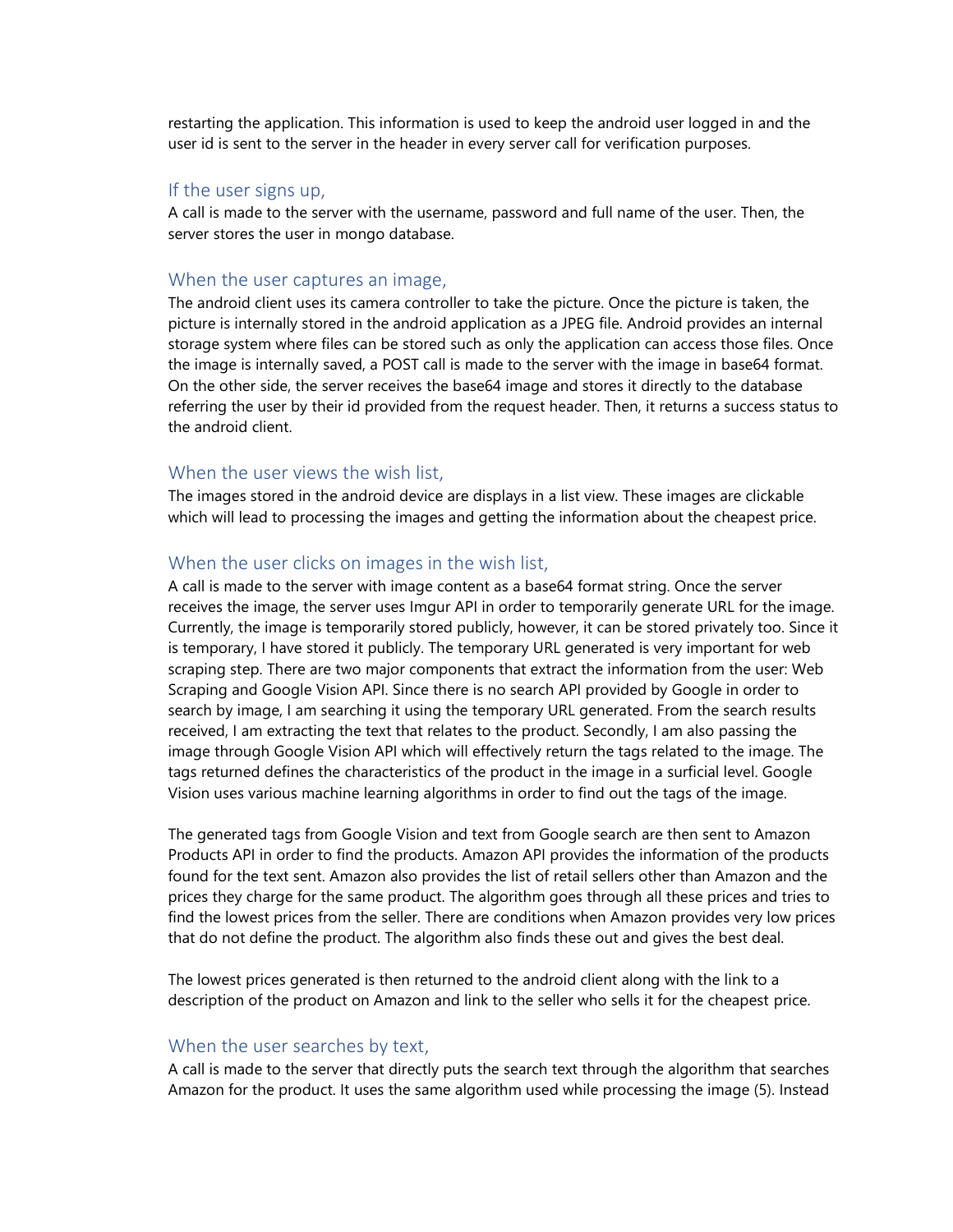restarting the application. This information is used to keep the android user logged in and the user id is sent to the server in the header in every server call for verification purposes.

### If the user signs up,

A call is made to the server with the username, password and full name of the user. Then, the server stores the user in mongo database.

### When the user captures an image,

The android client uses its camera controller to take the picture. Once the picture is taken, the picture is internally stored in the android application as a JPEG file. Android provides an internal storage system where files can be stored such as only the application can access those files. Once the image is internally saved, a POST call is made to the server with the image in base64 format. On the other side, the server receives the base64 image and stores it directly to the database referring the user by their id provided from the request header. Then, it returns a success status to the android client.

### When the user views the wish list,

The images stored in the android device are displays in a list view. These images are clickable which will lead to processing the images and getting the information about the cheapest price.

### When the user clicks on images in the wish list,

A call is made to the server with image content as a base64 format string. Once the server receives the image, the server uses Imgur API in order to temporarily generate URL for the image. Currently, the image is temporarily stored publicly, however, it can be stored privately too. Since it is temporary, I have stored it publicly. The temporary URL generated is very important for web scraping step. There are two major components that extract the information from the user: Web Scraping and Google Vision API. Since there is no search API provided by Google in order to search by image, I am searching it using the temporary URL generated. From the search results received, I am extracting the text that relates to the product. Secondly, I am also passing the image through Google Vision API which will effectively return the tags related to the image. The tags returned defines the characteristics of the product in the image in a surficial level. Google Vision uses various machine learning algorithms in order to find out the tags of the image.

The generated tags from Google Vision and text from Google search are then sent to Amazon Products API in order to find the products. Amazon API provides the information of the products found for the text sent. Amazon also provides the list of retail sellers other than Amazon and the prices they charge for the same product. The algorithm goes through all these prices and tries to find the lowest prices from the seller. There are conditions when Amazon provides very low prices that do not define the product. The algorithm also finds these out and gives the best deal.

The lowest prices generated is then returned to the android client along with the link to a description of the product on Amazon and link to the seller who sells it for the cheapest price.

### When the user searches by text,

A call is made to the server that directly puts the search text through the algorithm that searches Amazon for the product. It uses the same algorithm used while processing the image (5). Instead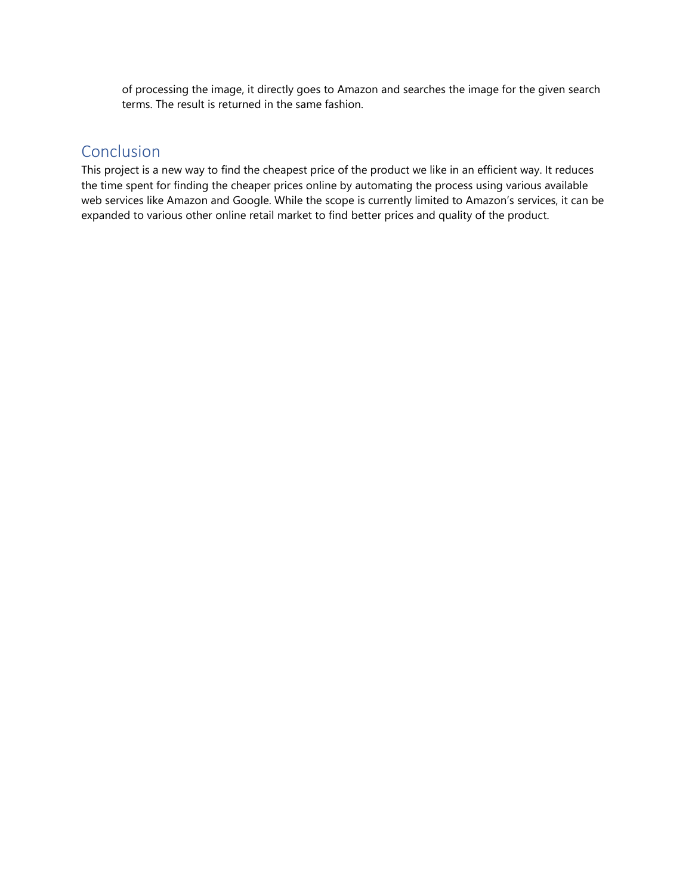of processing the image, it directly goes to Amazon and searches the image for the given search terms. The result is returned in the same fashion.

## Conclusion

This project is a new way to find the cheapest price of the product we like in an efficient way. It reduces the time spent for finding the cheaper prices online by automating the process using various available web services like Amazon and Google. While the scope is currently limited to Amazon's services, it can be expanded to various other online retail market to find better prices and quality of the product.